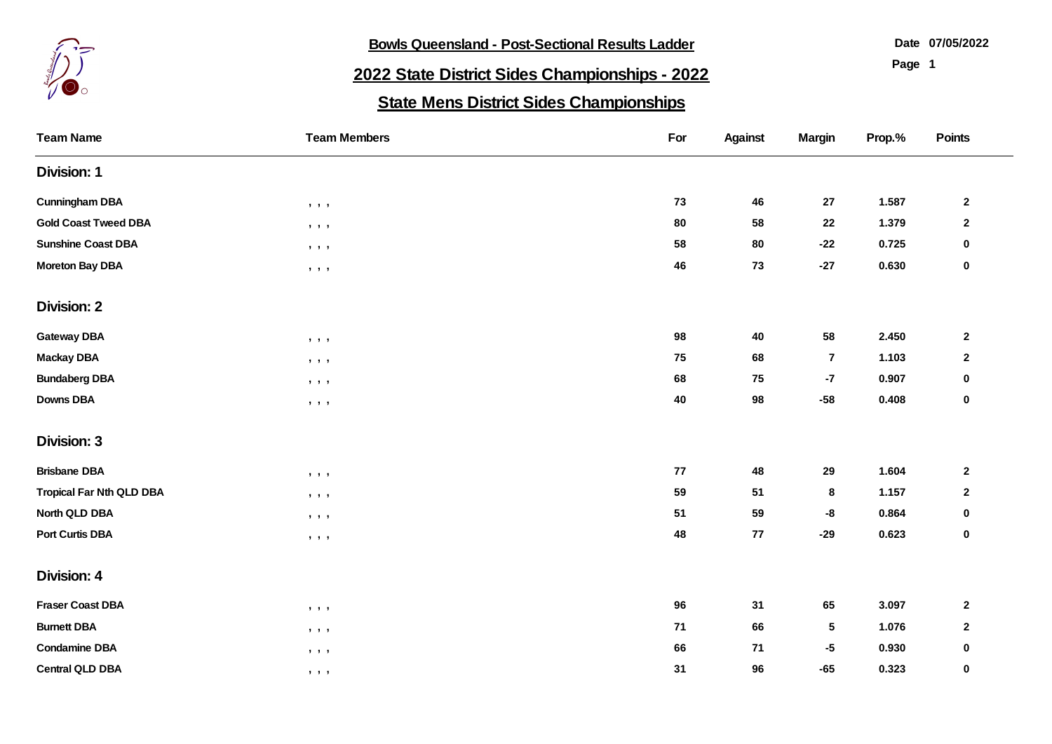# Bowls Queensland - Post-Sectional Results Ladder

Date 07/05/2022

## 2022 State District Sides Championships - 2022

## State Mens District Sides Championships

| Team Name | Team Members | For | Against | Margin | Prop.% | Points |
|---|---|---|---|---|---|---|
| **Division: 1** | | | | | | |
| Cunningham DBA | , , , | 73 | 46 | 27 | 1.587 | 2 |
| Gold Coast Tweed DBA | , , , | 80 | 58 | 22 | 1.379 | 2 |
| Sunshine Coast DBA | , , , | 58 | 80 | -22 | 0.725 | 0 |
| Moreton Bay DBA | , , , | 46 | 73 | -27 | 0.630 | 0 |
| **Division: 2** | | | | | | |
| Gateway DBA | , , , | 98 | 40 | 58 | 2.450 | 2 |
| Mackay DBA | , , , | 75 | 68 | 7 | 1.103 | 2 |
| Bundaberg DBA | , , , | 68 | 75 | -7 | 0.907 | 0 |
| Downs DBA | , , , | 40 | 98 | -58 | 0.408 | 0 |
| **Division: 3** | | | | | | |
| Brisbane DBA | , , , | 77 | 48 | 29 | 1.604 | 2 |
| Tropical Far Nth QLD DBA | , , , | 59 | 51 | 8 | 1.157 | 2 |
| North QLD DBA | , , , | 51 | 59 | -8 | 0.864 | 0 |
| Port Curtis DBA | , , , | 48 | 77 | -29 | 0.623 | 0 |
| **Division: 4** | | | | | | |
| Fraser Coast DBA | , , , | 96 | 31 | 65 | 3.097 | 2 |
| Burnett DBA | , , , | 71 | 66 | 5 | 1.076 | 2 |
| Condamine DBA | , , , | 66 | 71 | -5 | 0.930 | 0 |
| Central QLD DBA | , , , | 31 | 96 | -65 | 0.323 | 0 |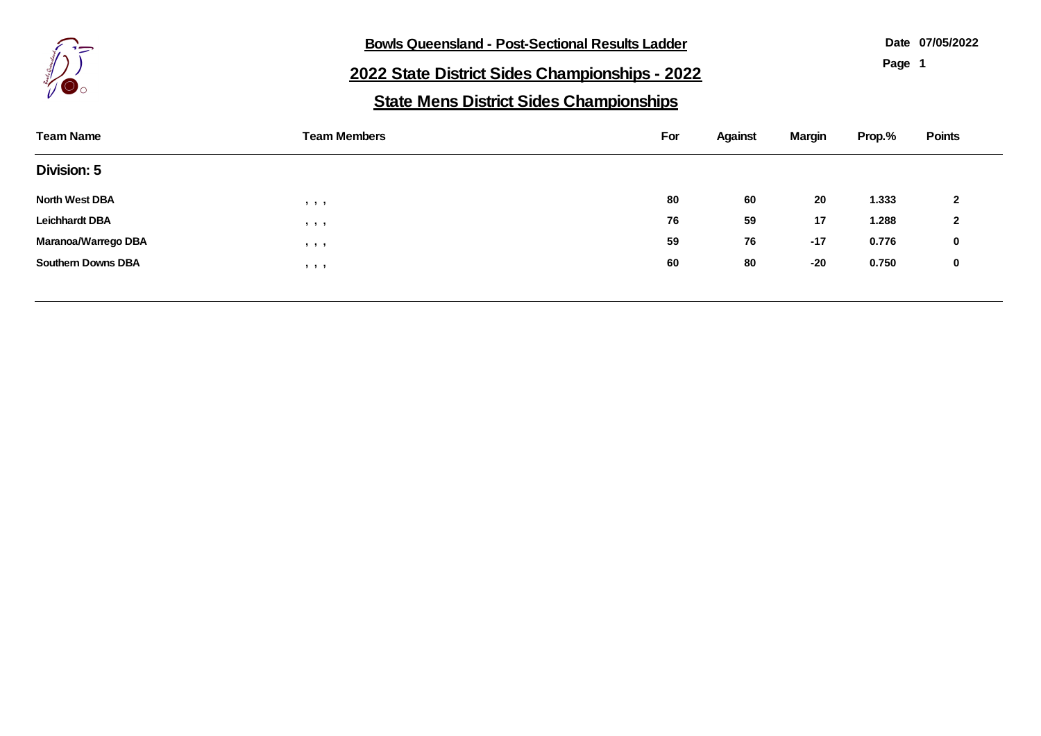**Bowls Queensland - Post-Sectional Results Ladder**

Date 07/05/2022

## 2022 State District Sides Championships - 2022

## State Mens District Sides Championships

| Team Name | Team Members | For | Against | Margin | Prop.% | Points |
|---|---|---|---|---|---|---|
| **Division: 5** | | | | | | |
| North West DBA | , , , | 80 | 60 | 20 | 1.333 | 2 |
| Leichhardt DBA | , , , | 76 | 59 | 17 | 1.288 | 2 |
| Maranoa/Warrego DBA | , , , | 59 | 76 | -17 | 0.776 | 0 |
| Southern Downs DBA | , , , | 60 | 80 | -20 | 0.750 | 0 |